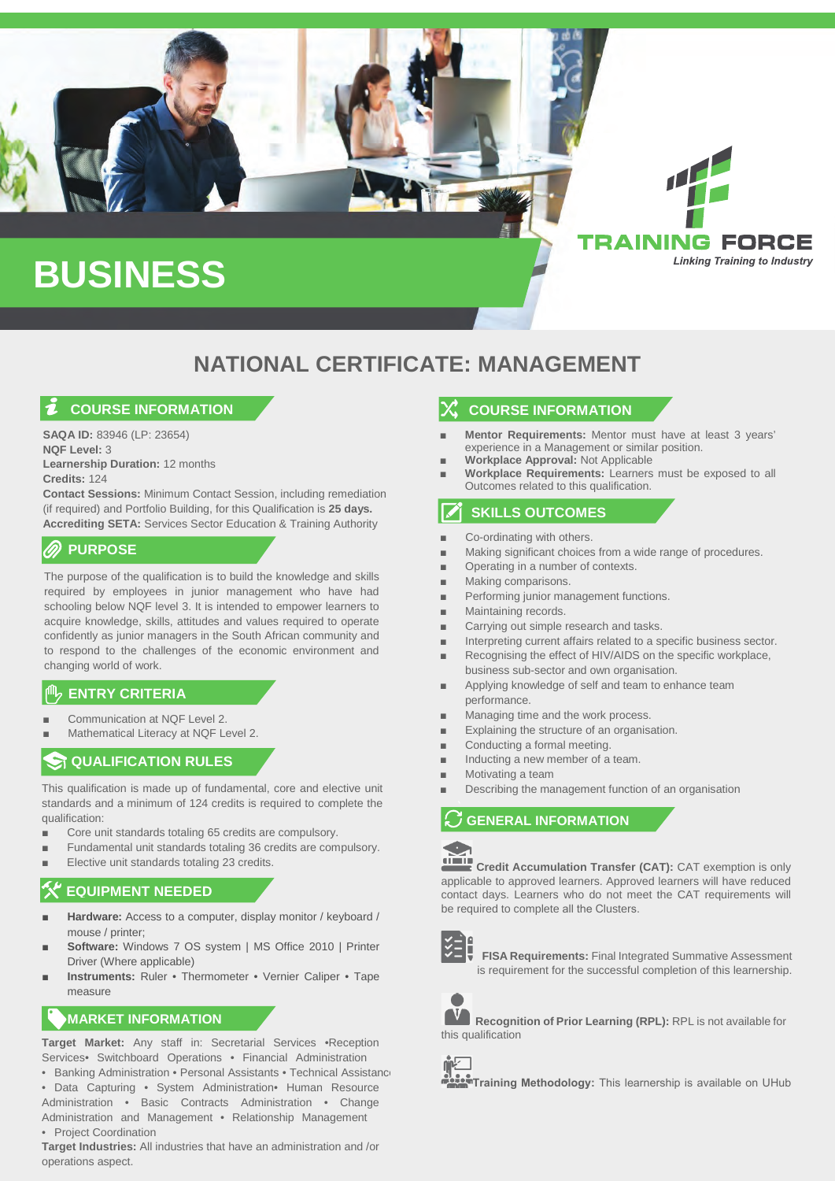# BUSINESS

TRAINING FORCE
*Linking Training to Industry*

## NATIONAL CERTIFICATE: MANAGEMENT

### COURSE INFORMATION

**SAQA ID:** 83946 (LP: 23654)
**NQF Level:** 3
**Learnership Duration:** 12 months
**Credits:** 124
**Contact Sessions:** Minimum Contact Session, including remediation (if required) and Portfolio Building, for this Qualification is **25 days.**
**Accrediting SETA:** Services Sector Education & Training Authority

### PURPOSE

The purpose of the qualification is to build the knowledge and skills required by employees in junior management who have had schooling below NQF level 3. It is intended to empower learners to acquire knowledge, skills, attitudes and values required to operate confidently as junior managers in the South African community and to respond to the challenges of the economic environment and changing world of work.

### ENTRY CRITERIA

- Communication at NQF Level 2.
- Mathematical Literacy at NQF Level 2.

### QUALIFICATION RULES

This qualification is made up of fundamental, core and elective unit standards and a minimum of 124 credits is required to complete the qualification:

- Core unit standards totaling 65 credits are compulsory.
- Fundamental unit standards totaling 36 credits are compulsory.
- Elective unit standards totaling 23 credits.

### EQUIPMENT NEEDED

- **Hardware:** Access to a computer, display monitor / keyboard / mouse / printer;
- **Software:** Windows 7 OS system | MS Office 2010 | Printer Driver (Where applicable)
- **Instruments:** Ruler • Thermometer • Vernier Caliper • Tape measure

### MARKET INFORMATION

**Target Market:** Any staff in: Secretarial Services •Reception Services• Switchboard Operations • Financial Administration • Banking Administration • Personal Assistants • Technical Assistanc • Data Capturing • System Administration• Human Resource Administration • Basic Contracts Administration • Change Administration and Management • Relationship Management • Project Coordination
**Target Industries:** All industries that have an administration and /or operations aspect.

### COURSE INFORMATION

- **Mentor Requirements:** Mentor must have at least 3 years' experience in a Management or similar position.
- **Workplace Approval:** Not Applicable
- **Workplace Requirements:** Learners must be exposed to all Outcomes related to this qualification.

### SKILLS OUTCOMES

- Co-ordinating with others.
- Making significant choices from a wide range of procedures.
- Operating in a number of contexts.
- Making comparisons.
- Performing junior management functions.
- Maintaining records.
- Carrying out simple research and tasks.
- Interpreting current affairs related to a specific business sector.
- Recognising the effect of HIV/AIDS on the specific workplace, business sub-sector and own organisation.
- Applying knowledge of self and team to enhance team performance.
- Managing time and the work process.
- Explaining the structure of an organisation.
- Conducting a formal meeting.
- Inducting a new member of a team.
- Motivating a team
- Describing the management function of an organisation

### GENERAL INFORMATION

**Credit Accumulation Transfer (CAT):** CAT exemption is only applicable to approved learners. Approved learners will have reduced contact days. Learners who do not meet the CAT requirements will be required to complete all the Clusters.

**FISA Requirements:** Final Integrated Summative Assessment is requirement for the successful completion of this learnership.

**Recognition of Prior Learning (RPL):** RPL is not available for this qualification

**Training Methodology:** This learnership is available on UHub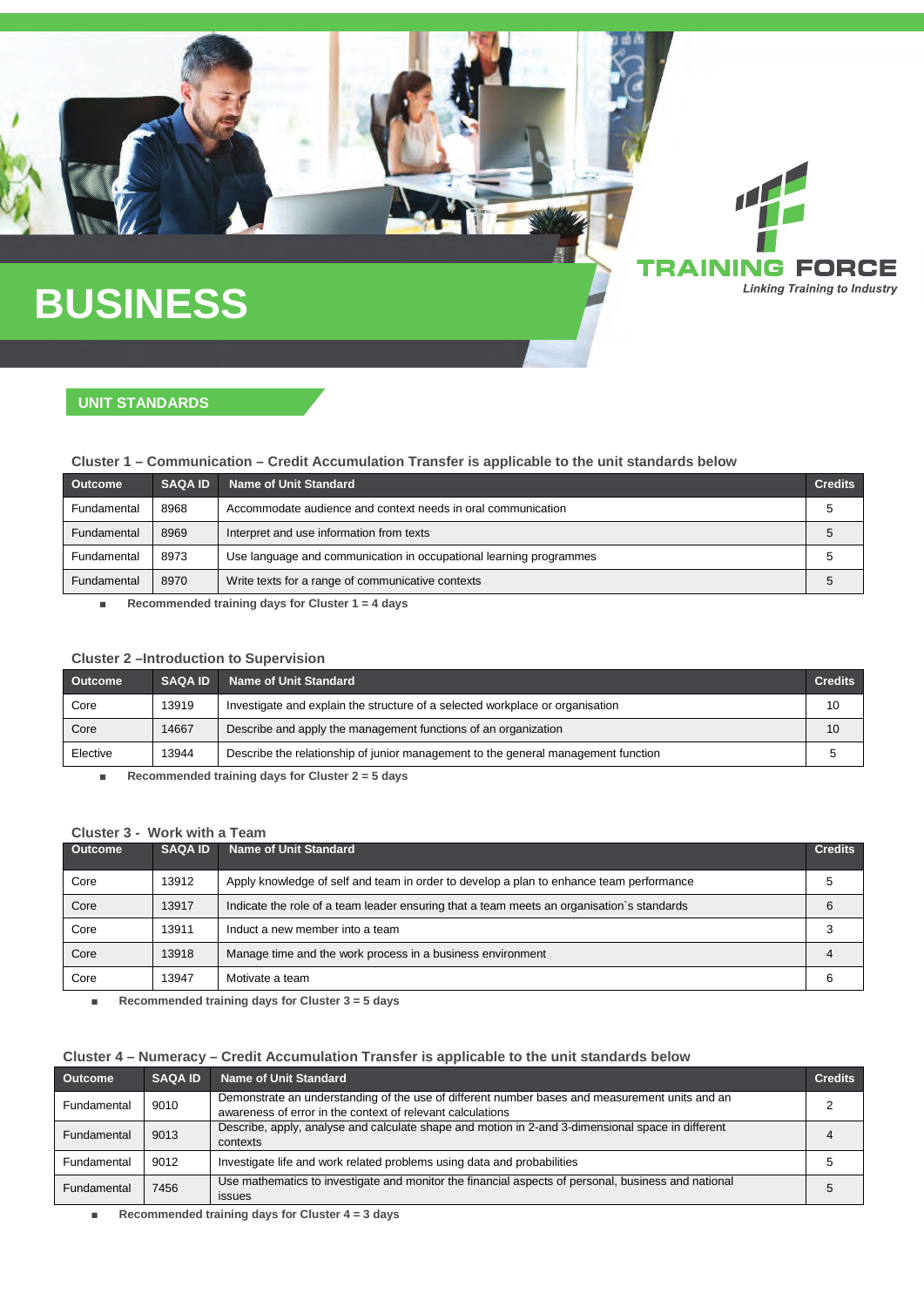# BUSINESS

**TRAINING FORCE**
*Linking Training to Industry*

## UNIT STANDARDS

### Cluster 1 – Communication – Credit Accumulation Transfer is applicable to the unit standards below

| Outcome | SAQA ID | Name of Unit Standard | Credits |
|---|---|---|---|
| Fundamental | 8968 | Accommodate audience and context needs in oral communication | 5 |
| Fundamental | 8969 | Interpret and use information from texts | 5 |
| Fundamental | 8973 | Use language and communication in occupational learning programmes | 5 |
| Fundamental | 8970 | Write texts for a range of communicative contexts | 5 |

- **Recommended training days for Cluster 1 = 4 days**

### Cluster 2 –Introduction to Supervision

| Outcome | SAQA ID | Name of Unit Standard | Credits |
|---|---|---|---|
| Core | 13919 | Investigate and explain the structure of a selected workplace or organisation | 10 |
| Core | 14667 | Describe and apply the management functions of an organization | 10 |
| Elective | 13944 | Describe the relationship of junior management to the general management function | 5 |

- **Recommended training days for Cluster 2 = 5 days**

### Cluster 3 - Work with a Team

| Outcome | SAQA ID | Name of Unit Standard | Credits |
|---|---|---|---|
| Core | 13912 | Apply knowledge of self and team in order to develop a plan to enhance team performance | 5 |
| Core | 13917 | Indicate the role of a team leader ensuring that a team meets an organisation`s standards | 6 |
| Core | 13911 | Induct a new member into a team | 3 |
| Core | 13918 | Manage time and the work process in a business environment | 4 |
| Core | 13947 | Motivate a team | 6 |

- **Recommended training days for Cluster 3 = 5 days**

### Cluster 4 – Numeracy – Credit Accumulation Transfer is applicable to the unit standards below

| Outcome | SAQA ID | Name of Unit Standard | Credits |
|---|---|---|---|
| Fundamental | 9010 | Demonstrate an understanding of the use of different number bases and measurement units and an awareness of error in the context of relevant calculations | 2 |
| Fundamental | 9013 | Describe, apply, analyse and calculate shape and motion in 2-and 3-dimensional space in different contexts | 4 |
| Fundamental | 9012 | Investigate life and work related problems using data and probabilities | 5 |
| Fundamental | 7456 | Use mathematics to investigate and monitor the financial aspects of personal, business and national issues | 5 |

- **Recommended training days for Cluster 4 = 3 days**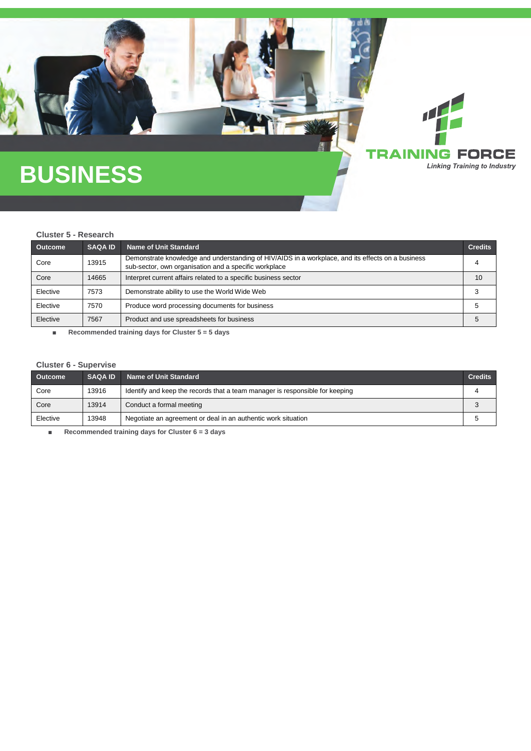# BUSINESS

TRAINING FORCE

*Linking Training to Industry*

### Cluster 5 - Research

| Outcome | SAQA ID | Name of Unit Standard | Credits |
|---|---|---|---|
| Core | 13915 | Demonstrate knowledge and understanding of HIV/AIDS in a workplace, and its effects on a business sub-sector, own organisation and a specific workplace | 4 |
| Core | 14665 | Interpret current affairs related to a specific business sector | 10 |
| Elective | 7573 | Demonstrate ability to use the World Wide Web | 3 |
| Elective | 7570 | Produce word processing documents for business | 5 |
| Elective | 7567 | Product and use spreadsheets for business | 5 |

- **Recommended training days for Cluster 5 = 5 days**

### Cluster 6 - Supervise

| Outcome | SAQA ID | Name of Unit Standard | Credits |
|---|---|---|---|
| Core | 13916 | Identify and keep the records that a team manager is responsible for keeping | 4 |
| Core | 13914 | Conduct a formal meeting | 3 |
| Elective | 13948 | Negotiate an agreement or deal in an authentic work situation | 5 |

- **Recommended training days for Cluster 6 = 3 days**